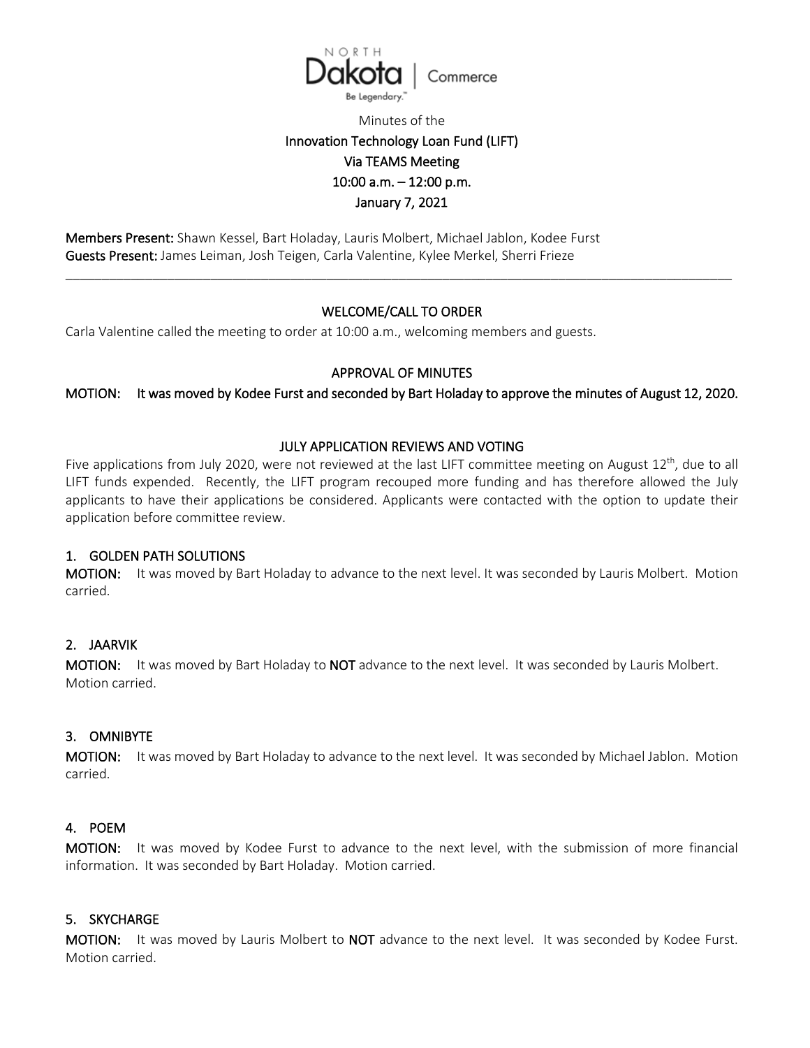NORTH Dakota | Commerce
Be Legendary.™

Minutes of the
**Innovation Technology Loan Fund (LIFT)**
**Via TEAMS Meeting**
**10:00 a.m. – 12:00 p.m.**
**January 7, 2021**

**Members Present:** Shawn Kessel, Bart Holaday, Lauris Molbert, Michael Jablon, Kodee Furst
**Guests Present:** James Leiman, Josh Teigen, Carla Valentine, Kylee Merkel, Sherri Frieze

---

## WELCOME/CALL TO ORDER

Carla Valentine called the meeting to order at 10:00 a.m., welcoming members and guests.

## APPROVAL OF MINUTES

**MOTION: It was moved by Kodee Furst and seconded by Bart Holaday to approve the minutes of August 12, 2020.**

## JULY APPLICATION REVIEWS AND VOTING

Five applications from July 2020, were not reviewed at the last LIFT committee meeting on August 12th, due to all LIFT funds expended. Recently, the LIFT program recouped more funding and has therefore allowed the July applicants to have their applications be considered. Applicants were contacted with the option to update their application before committee review.

### 1. GOLDEN PATH SOLUTIONS

**MOTION:** It was moved by Bart Holaday to advance to the next level. It was seconded by Lauris Molbert. Motion carried.

### 2. JAARVIK

**MOTION:** It was moved by Bart Holaday to **NOT** advance to the next level. It was seconded by Lauris Molbert. Motion carried.

### 3. OMNIBYTE

**MOTION:** It was moved by Bart Holaday to advance to the next level. It was seconded by Michael Jablon. Motion carried.

### 4. POEM

**MOTION:** It was moved by Kodee Furst to advance to the next level, with the submission of more financial information. It was seconded by Bart Holaday. Motion carried.

### 5. SKYCHARGE

**MOTION:** It was moved by Lauris Molbert to **NOT** advance to the next level. It was seconded by Kodee Furst. Motion carried.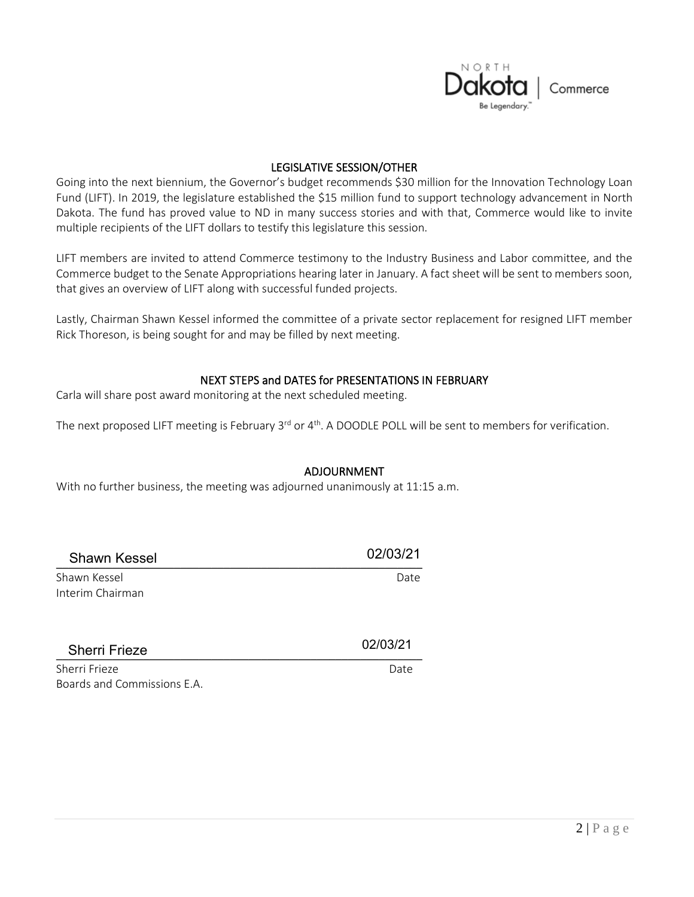## LEGISLATIVE SESSION/OTHER

Going into the next biennium, the Governor's budget recommends $30 million for the Innovation Technology Loan Fund (LIFT). In 2019, the legislature established the $15 million fund to support technology advancement in North Dakota. The fund has proved value to ND in many success stories and with that, Commerce would like to invite multiple recipients of the LIFT dollars to testify this legislature this session.

LIFT members are invited to attend Commerce testimony to the Industry Business and Labor committee, and the Commerce budget to the Senate Appropriations hearing later in January. A fact sheet will be sent to members soon, that gives an overview of LIFT along with successful funded projects.

Lastly, Chairman Shawn Kessel informed the committee of a private sector replacement for resigned LIFT member Rick Thoreson, is being sought for and may be filled by next meeting.

## NEXT STEPS and DATES for PRESENTATIONS IN FEBRUARY

Carla will share post award monitoring at the next scheduled meeting.

The next proposed LIFT meeting is February 3rd or 4th. A DOODLE POLL will be sent to members for verification.

## ADJOURNMENT

With no further business, the meeting was adjourned unanimously at 11:15 a.m.

Shawn Kessel — 02/03/21

Shawn Kessel — Date
Interim Chairman

Sherri Frieze — 02/03/21

Sherri Frieze — Date
Boards and Commissions E.A.